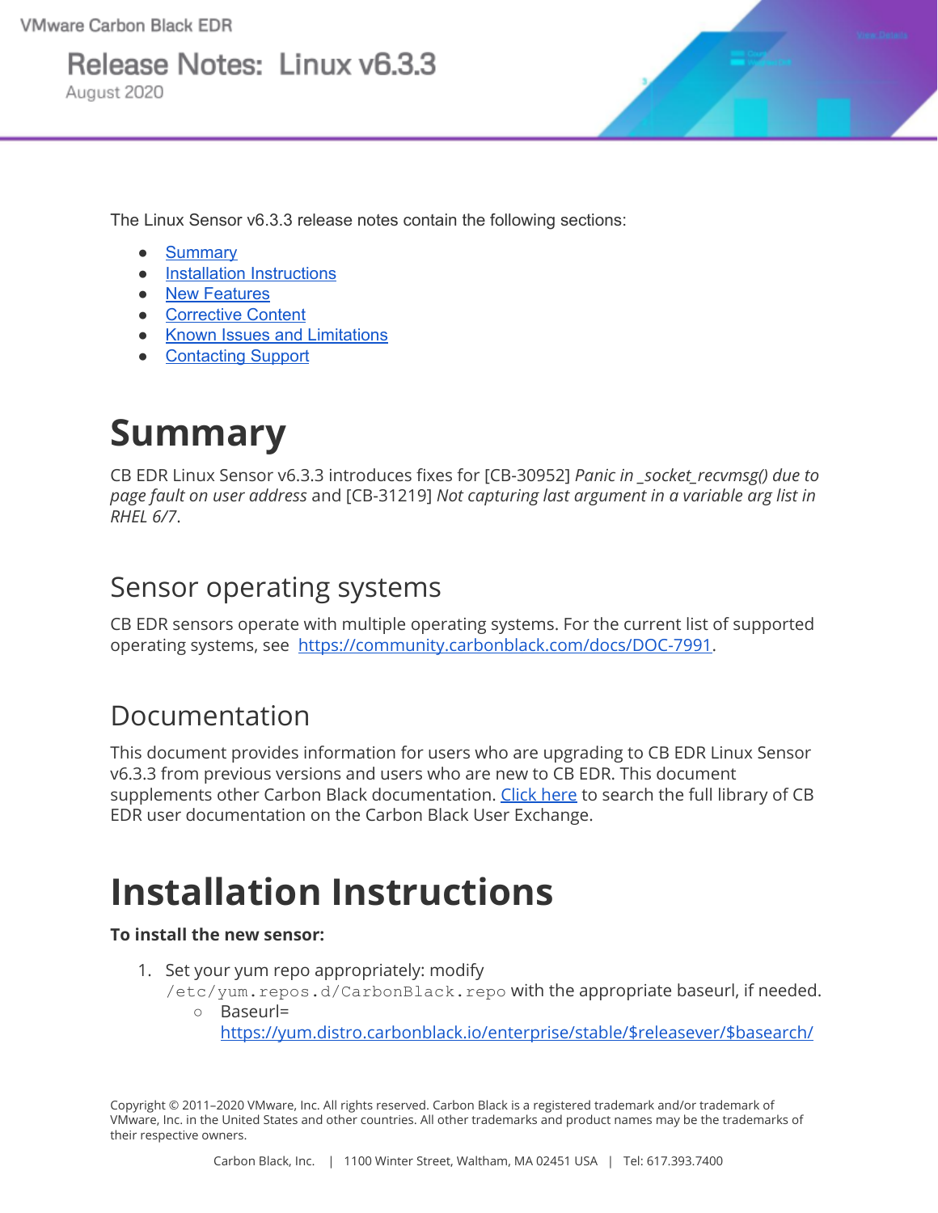VMware Carbon Black EDR

# Release Notes: Linux v6.3.3

August 2020

The Linux Sensor v6.3.3 release notes contain the following sections:

- [Summary](#summary)
- [Installation Instructions](#installation-instructions)
- [New Features](#new-features)
- [Corrective Content](#corrective-content)
- [Known Issues and Limitations](#known-issues-and-limitations)
- [Contacting Support](#contacting-support)

# Summary

CB EDR Linux Sensor v6.3.3 introduces fixes for [CB-30952] *Panic in _socket_recvmsg() due to page fault on user address* and [CB-31219] *Not capturing last argument in a variable arg list in RHEL 6/7*.

## Sensor operating systems

CB EDR sensors operate with multiple operating systems. For the current list of supported operating systems, see https://community.carbonblack.com/docs/DOC-7991.

## Documentation

This document provides information for users who are upgrading to CB EDR Linux Sensor v6.3.3 from previous versions and users who are new to CB EDR. This document supplements other Carbon Black documentation. Click here to search the full library of CB EDR user documentation on the Carbon Black User Exchange.

# Installation Instructions

**To install the new sensor:**

1. Set your yum repo appropriately: modify `/etc/yum.repos.d/CarbonBlack.repo` with the appropriate baseurl, if needed.
   - Baseurl= https://yum.distro.carbonblack.io/enterprise/stable/$releasever/$basearch/

Copyright © 2011–2020 VMware, Inc. All rights reserved. Carbon Black is a registered trademark and/or trademark of VMware, Inc. in the United States and other countries. All other trademarks and product names may be the trademarks of their respective owners.

Carbon Black, Inc. | 1100 Winter Street, Waltham, MA 02451 USA | Tel: 617.393.7400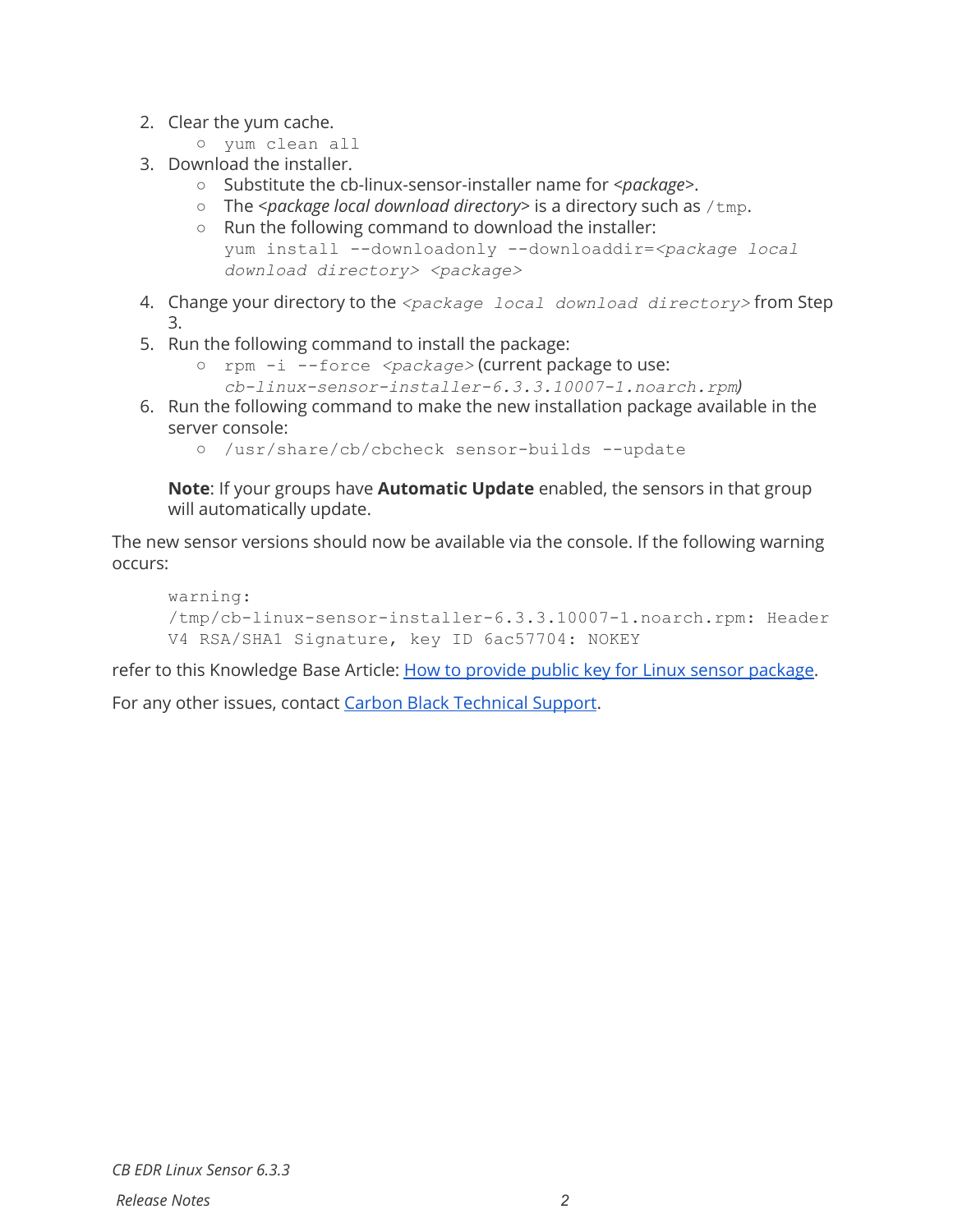2. Clear the yum cache.
   - `yum clean all`
3. Download the installer.
   - Substitute the cb-linux-sensor-installer name for <*package*>.
   - The <*package local download directory*> is a directory such as `/tmp`.
   - Run the following command to download the installer:
     `yum install --downloadonly --downloaddir=<package local download directory> <package>`
4. Change your directory to the `<package local download directory>` from Step 3.
5. Run the following command to install the package:
   - `rpm -i --force <package>` (current package to use: *cb-linux-sensor-installer-6.3.3.10007-1.noarch.rpm)*
6. Run the following command to make the new installation package available in the server console:
   - `/usr/share/cb/cbcheck sensor-builds --update`

   **Note**: If your groups have **Automatic Update** enabled, the sensors in that group will automatically update.

The new sensor versions should now be available via the console. If the following warning occurs:

```
warning:
/tmp/cb-linux-sensor-installer-6.3.3.10007-1.noarch.rpm: Header
V4 RSA/SHA1 Signature, key ID 6ac57704: NOKEY
```

refer to this Knowledge Base Article: How to provide public key for Linux sensor package.

For any other issues, contact Carbon Black Technical Support.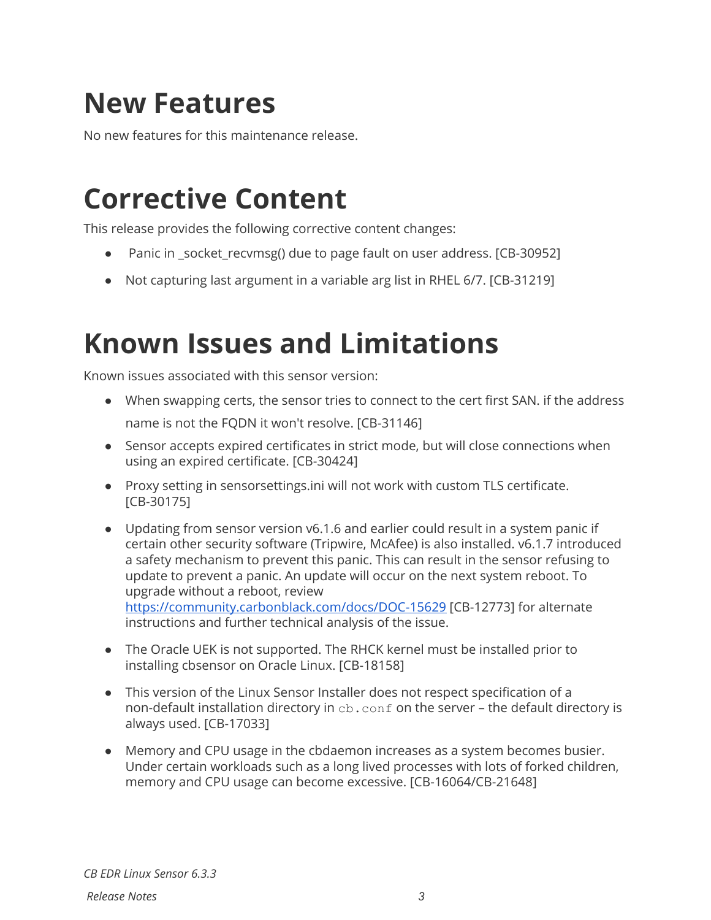# New Features

No new features for this maintenance release.

# Corrective Content

This release provides the following corrective content changes:

- Panic in _socket_recvmsg() due to page fault on user address. [CB-30952]
- Not capturing last argument in a variable arg list in RHEL 6/7. [CB-31219]

# Known Issues and Limitations

Known issues associated with this sensor version:

- When swapping certs, the sensor tries to connect to the cert first SAN. if the address name is not the FQDN it won't resolve. [CB-31146]
- Sensor accepts expired certificates in strict mode, but will close connections when using an expired certificate. [CB-30424]
- Proxy setting in sensorsettings.ini will not work with custom TLS certificate. [CB-30175]
- Updating from sensor version v6.1.6 and earlier could result in a system panic if certain other security software (Tripwire, McAfee) is also installed. v6.1.7 introduced a safety mechanism to prevent this panic. This can result in the sensor refusing to update to prevent a panic. An update will occur on the next system reboot. To upgrade without a reboot, review [https://community.carbonblack.com/docs/DOC-15629](https://community.carbonblack.com/docs/DOC-15629) [CB-12773] for alternate instructions and further technical analysis of the issue.
- The Oracle UEK is not supported. The RHCK kernel must be installed prior to installing cbsensor on Oracle Linux. [CB-18158]
- This version of the Linux Sensor Installer does not respect specification of a non-default installation directory in `cb.conf` on the server – the default directory is always used. [CB-17033]
- Memory and CPU usage in the cbdaemon increases as a system becomes busier. Under certain workloads such as a long lived processes with lots of forked children, memory and CPU usage can become excessive. [CB-16064/CB-21648]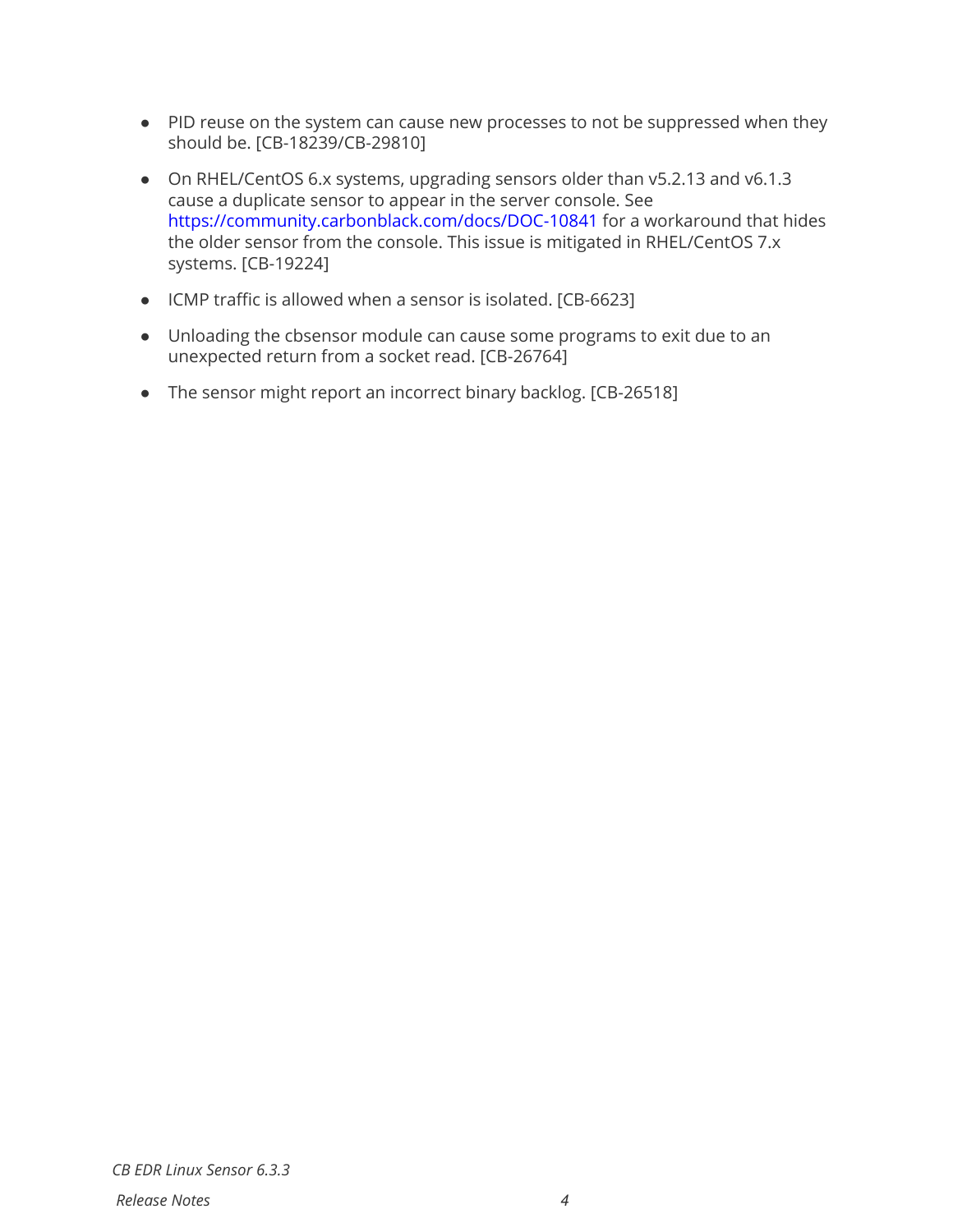- PID reuse on the system can cause new processes to not be suppressed when they should be. [CB-18239/CB-29810]
- On RHEL/CentOS 6.x systems, upgrading sensors older than v5.2.13 and v6.1.3 cause a duplicate sensor to appear in the server console. See https://community.carbonblack.com/docs/DOC-10841 for a workaround that hides the older sensor from the console. This issue is mitigated in RHEL/CentOS 7.x systems. [CB-19224]
- ICMP traffic is allowed when a sensor is isolated. [CB-6623]
- Unloading the cbsensor module can cause some programs to exit due to an unexpected return from a socket read. [CB-26764]
- The sensor might report an incorrect binary backlog. [CB-26518]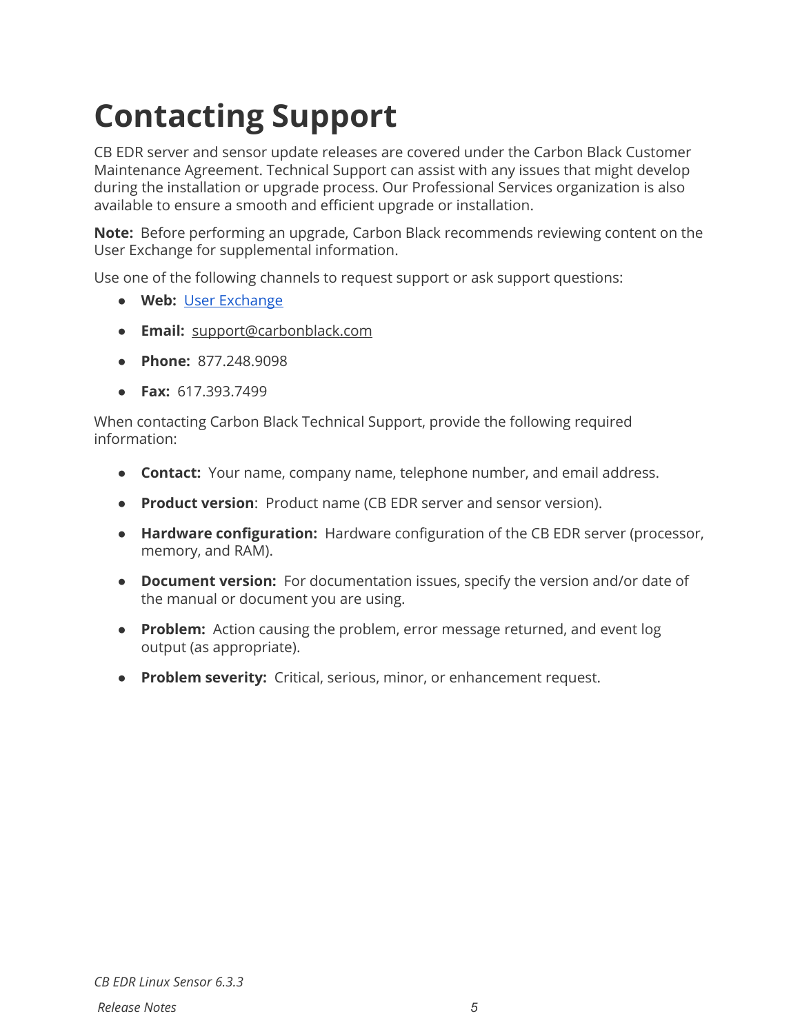# Contacting Support

CB EDR server and sensor update releases are covered under the Carbon Black Customer Maintenance Agreement. Technical Support can assist with any issues that might develop during the installation or upgrade process. Our Professional Services organization is also available to ensure a smooth and efficient upgrade or installation.

**Note:** Before performing an upgrade, Carbon Black recommends reviewing content on the User Exchange for supplemental information.

Use one of the following channels to request support or ask support questions:

- **Web:** User Exchange
- **Email:** support@carbonblack.com
- **Phone:** 877.248.9098
- **Fax:** 617.393.7499

When contacting Carbon Black Technical Support, provide the following required information:

- **Contact:** Your name, company name, telephone number, and email address.
- **Product version**: Product name (CB EDR server and sensor version).
- **Hardware configuration:** Hardware configuration of the CB EDR server (processor, memory, and RAM).
- **Document version:** For documentation issues, specify the version and/or date of the manual or document you are using.
- **Problem:** Action causing the problem, error message returned, and event log output (as appropriate).
- **Problem severity:** Critical, serious, minor, or enhancement request.